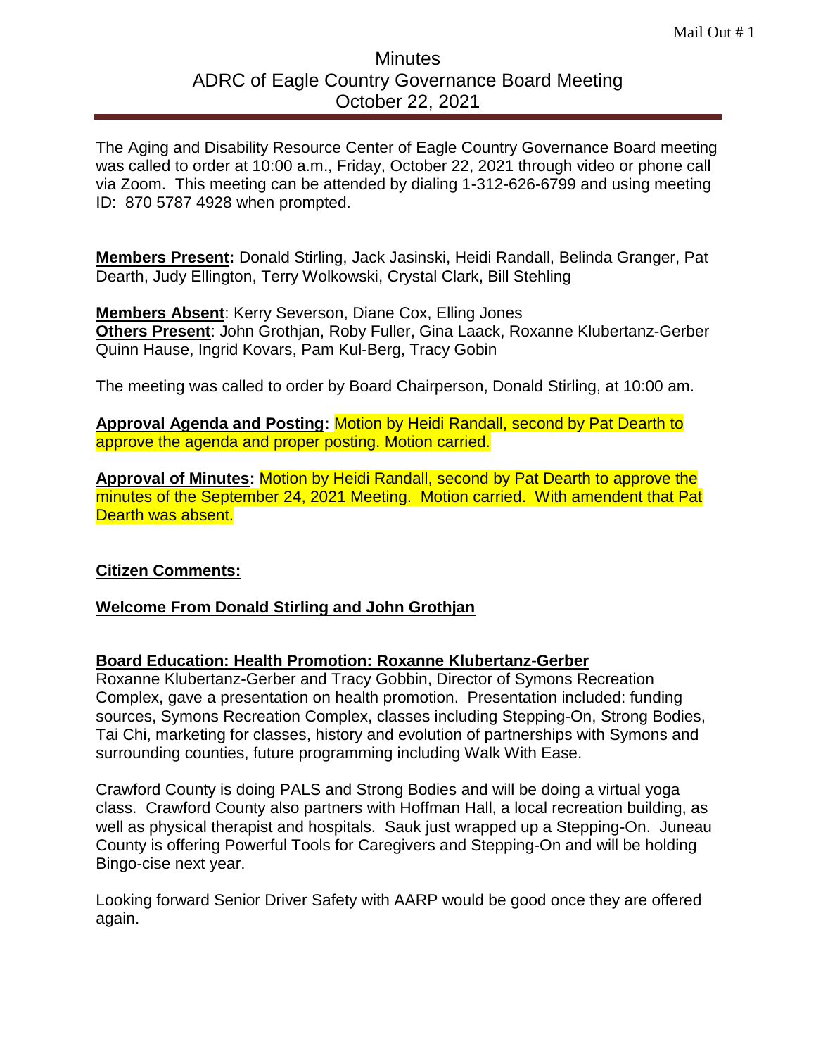Mail Out # 1

# Minutes
## ADRC of Eagle Country Governance Board Meeting
## October 22, 2021

The Aging and Disability Resource Center of Eagle Country Governance Board meeting was called to order at 10:00 a.m., Friday, October 22, 2021 through video or phone call via Zoom. This meeting can be attended by dialing 1-312-626-6799 and using meeting ID: 870 5787 4928 when prompted.

**Members Present:** Donald Stirling, Jack Jasinski, Heidi Randall, Belinda Granger, Pat Dearth, Judy Ellington, Terry Wolkowski, Crystal Clark, Bill Stehling

**Members Absent**: Kerry Severson, Diane Cox, Elling Jones
**Others Present**: John Grothjan, Roby Fuller, Gina Laack, Roxanne Klubertanz-Gerber Quinn Hause, Ingrid Kovars, Pam Kul-Berg, Tracy Gobin

The meeting was called to order by Board Chairperson, Donald Stirling, at 10:00 am.

**Approval Agenda and Posting:** Motion by Heidi Randall, second by Pat Dearth to approve the agenda and proper posting. Motion carried.

**Approval of Minutes:** Motion by Heidi Randall, second by Pat Dearth to approve the minutes of the September 24, 2021 Meeting. Motion carried. With amendent that Pat Dearth was absent.

**Citizen Comments:**

**Welcome From Donald Stirling and John Grothjan**

**Board Education: Health Promotion: Roxanne Klubertanz-Gerber**

Roxanne Klubertanz-Gerber and Tracy Gobbin, Director of Symons Recreation Complex, gave a presentation on health promotion. Presentation included: funding sources, Symons Recreation Complex, classes including Stepping-On, Strong Bodies, Tai Chi, marketing for classes, history and evolution of partnerships with Symons and surrounding counties, future programming including Walk With Ease.

Crawford County is doing PALS and Strong Bodies and will be doing a virtual yoga class. Crawford County also partners with Hoffman Hall, a local recreation building, as well as physical therapist and hospitals. Sauk just wrapped up a Stepping-On. Juneau County is offering Powerful Tools for Caregivers and Stepping-On and will be holding Bingo-cise next year.

Looking forward Senior Driver Safety with AARP would be good once they are offered again.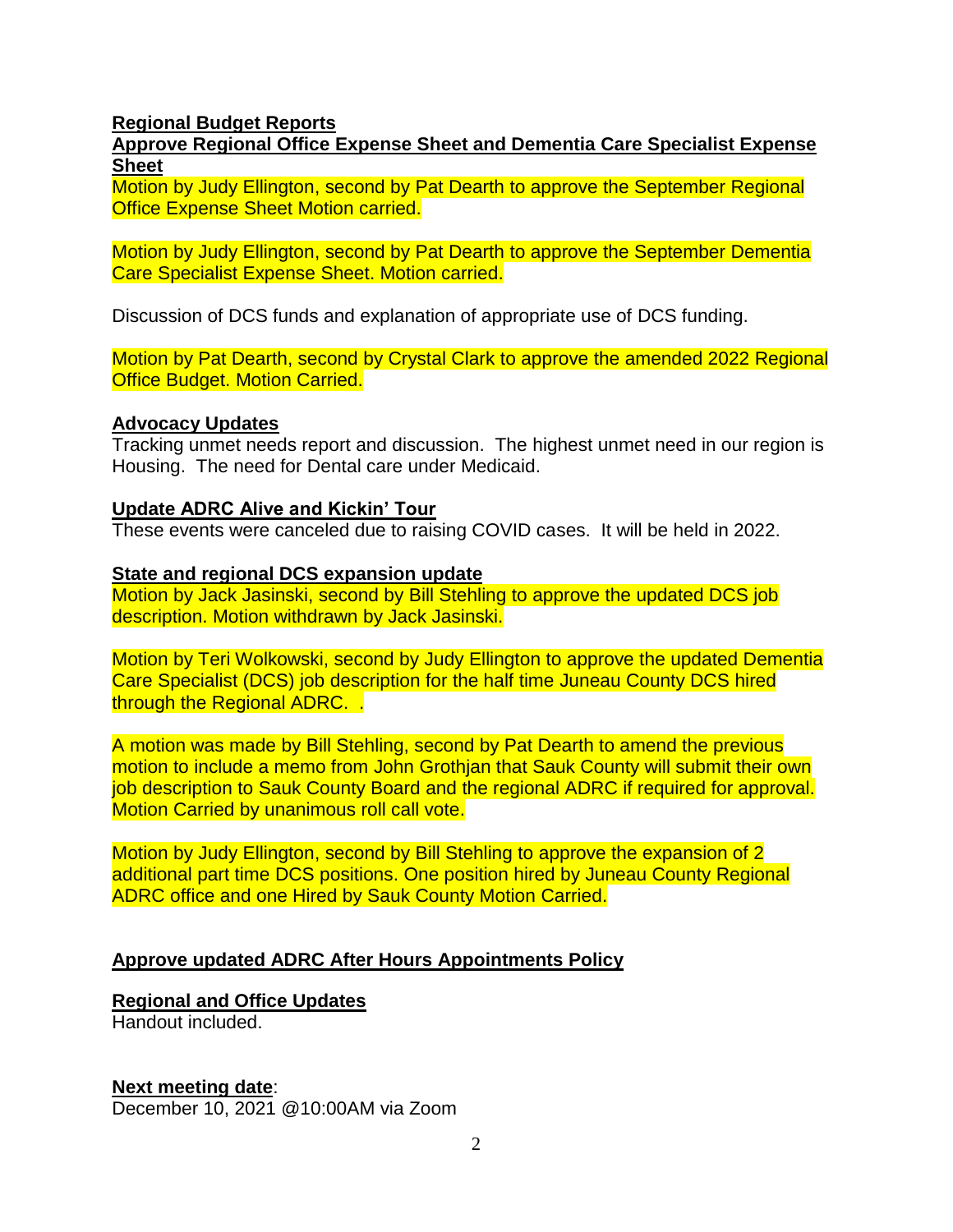**Regional Budget Reports**

**Approve Regional Office Expense Sheet and Dementia Care Specialist Expense Sheet**

Motion by Judy Ellington, second by Pat Dearth to approve the September Regional Office Expense Sheet Motion carried.

Motion by Judy Ellington, second by Pat Dearth to approve the September Dementia Care Specialist Expense Sheet. Motion carried.

Discussion of DCS funds and explanation of appropriate use of DCS funding.

Motion by Pat Dearth, second by Crystal Clark to approve the amended 2022 Regional Office Budget. Motion Carried.

**Advocacy Updates**

Tracking unmet needs report and discussion. The highest unmet need in our region is Housing. The need for Dental care under Medicaid.

**Update ADRC Alive and Kickin' Tour**

These events were canceled due to raising COVID cases. It will be held in 2022.

**State and regional DCS expansion update**

Motion by Jack Jasinski, second by Bill Stehling to approve the updated DCS job description. Motion withdrawn by Jack Jasinski.

Motion by Teri Wolkowski, second by Judy Ellington to approve the updated Dementia Care Specialist (DCS) job description for the half time Juneau County DCS hired through the Regional ADRC. .

A motion was made by Bill Stehling, second by Pat Dearth to amend the previous motion to include a memo from John Grothjan that Sauk County will submit their own job description to Sauk County Board and the regional ADRC if required for approval. Motion Carried by unanimous roll call vote.

Motion by Judy Ellington, second by Bill Stehling to approve the expansion of 2 additional part time DCS positions. One position hired by Juneau County Regional ADRC office and one Hired by Sauk County Motion Carried.

**Approve updated ADRC After Hours Appointments Policy**

**Regional and Office Updates**

Handout included.

**Next meeting date**:

December 10, 2021 @10:00AM via Zoom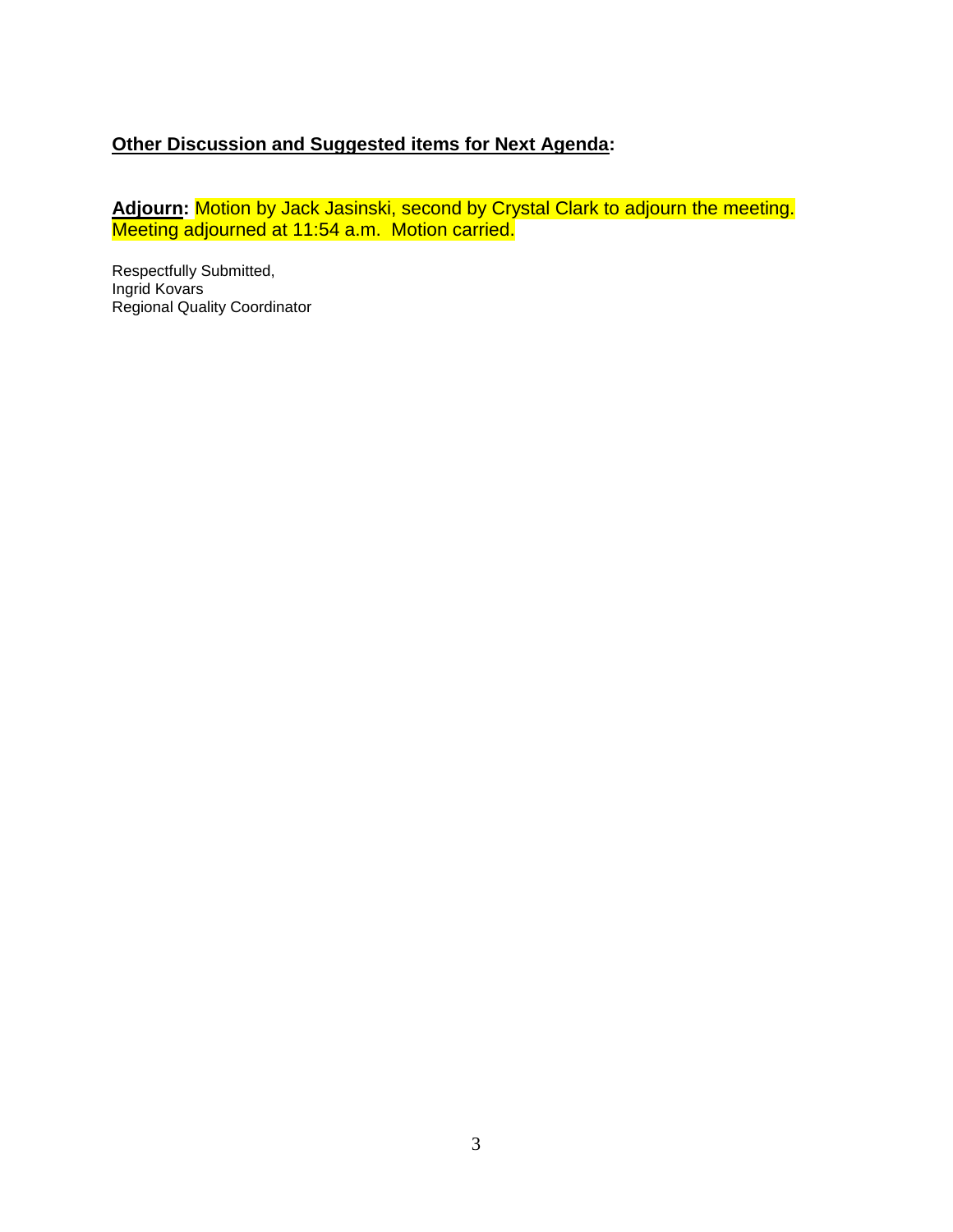**Other Discussion and Suggested items for Next Agenda:**

**Adjourn:** Motion by Jack Jasinski, second by Crystal Clark to adjourn the meeting. Meeting adjourned at 11:54 a.m. Motion carried.

Respectfully Submitted,
Ingrid Kovars
Regional Quality Coordinator